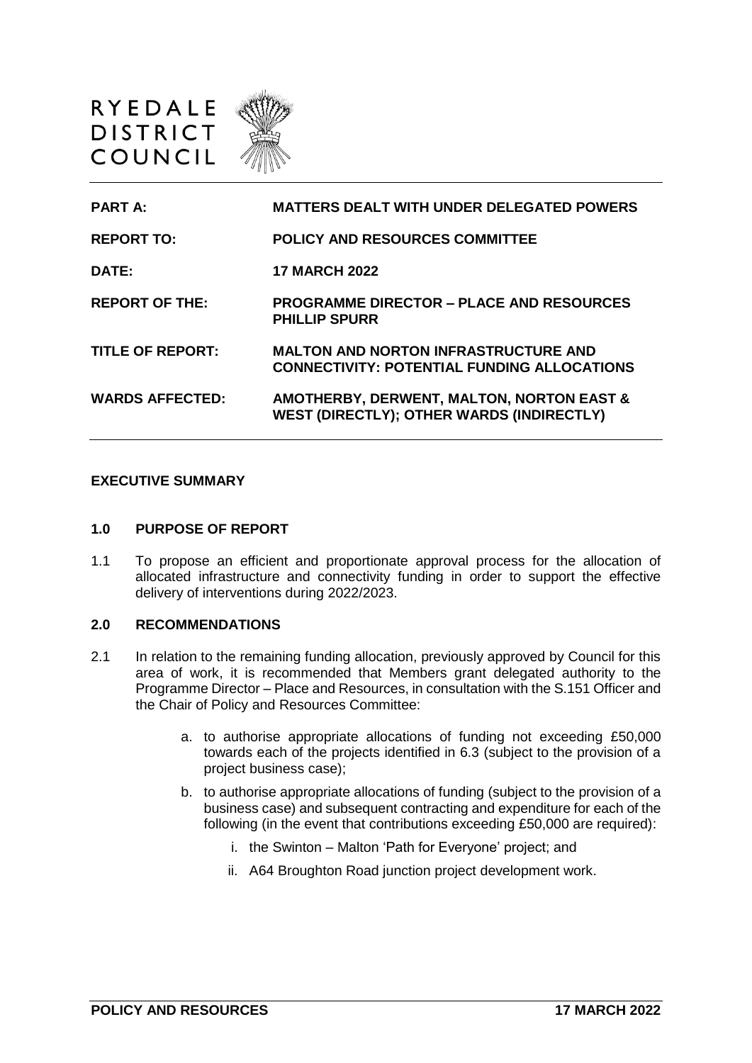RYEDALE DISTRICT COUNCIL

| | |
|---|---|
| **PART A:** | **MATTERS DEALT WITH UNDER DELEGATED POWERS** |
| **REPORT TO:** | **POLICY AND RESOURCES COMMITTEE** |
| **DATE:** | **17 MARCH 2022** |
| **REPORT OF THE:** | **PROGRAMME DIRECTOR – PLACE AND RESOURCES PHILLIP SPURR** |
| **TITLE OF REPORT:** | **MALTON AND NORTON INFRASTRUCTURE AND CONNECTIVITY: POTENTIAL FUNDING ALLOCATIONS** |
| **WARDS AFFECTED:** | **AMOTHERBY, DERWENT, MALTON, NORTON EAST & WEST (DIRECTLY); OTHER WARDS (INDIRECTLY)** |

## EXECUTIVE SUMMARY

### 1.0 PURPOSE OF REPORT

1.1 To propose an efficient and proportionate approval process for the allocation of allocated infrastructure and connectivity funding in order to support the effective delivery of interventions during 2022/2023.

### 2.0 RECOMMENDATIONS

2.1 In relation to the remaining funding allocation, previously approved by Council for this area of work, it is recommended that Members grant delegated authority to the Programme Director – Place and Resources, in consultation with the S.151 Officer and the Chair of Policy and Resources Committee:

a. to authorise appropriate allocations of funding not exceeding £50,000 towards each of the projects identified in 6.3 (subject to the provision of a project business case);

b. to authorise appropriate allocations of funding (subject to the provision of a business case) and subsequent contracting and expenditure for each of the following (in the event that contributions exceeding £50,000 are required):

   i. the Swinton – Malton 'Path for Everyone' project; and

   ii. A64 Broughton Road junction project development work.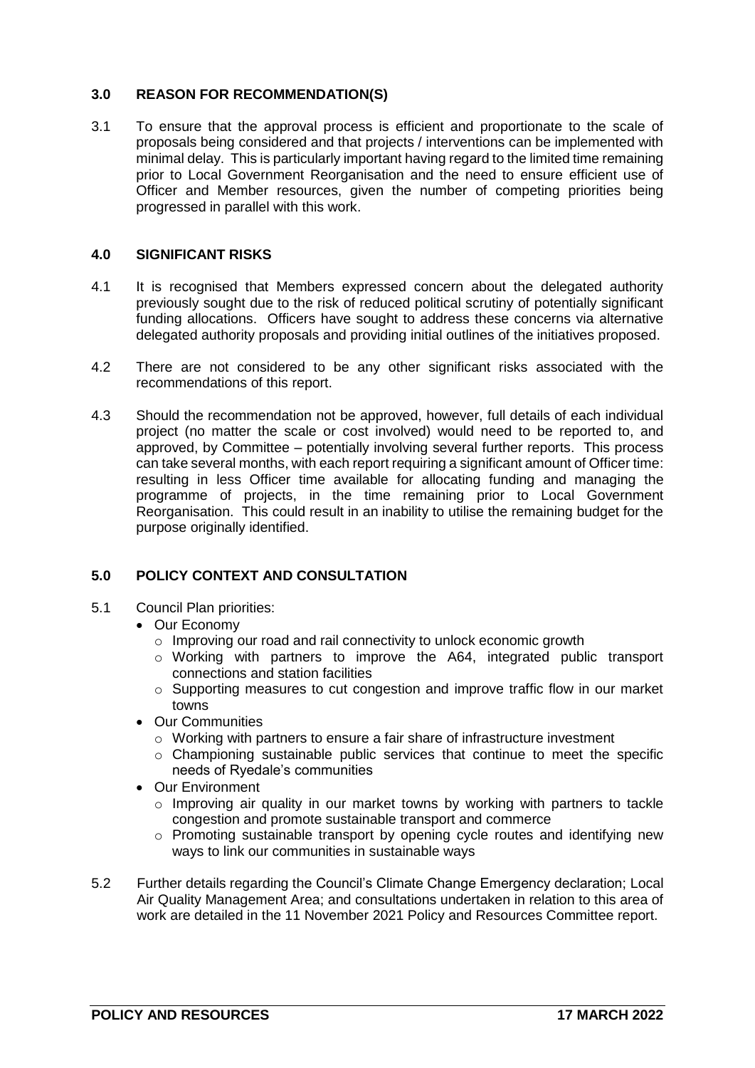## 3.0 REASON FOR RECOMMENDATION(S)

3.1 To ensure that the approval process is efficient and proportionate to the scale of proposals being considered and that projects / interventions can be implemented with minimal delay. This is particularly important having regard to the limited time remaining prior to Local Government Reorganisation and the need to ensure efficient use of Officer and Member resources, given the number of competing priorities being progressed in parallel with this work.

## 4.0 SIGNIFICANT RISKS

4.1 It is recognised that Members expressed concern about the delegated authority previously sought due to the risk of reduced political scrutiny of potentially significant funding allocations. Officers have sought to address these concerns via alternative delegated authority proposals and providing initial outlines of the initiatives proposed.

4.2 There are not considered to be any other significant risks associated with the recommendations of this report.

4.3 Should the recommendation not be approved, however, full details of each individual project (no matter the scale or cost involved) would need to be reported to, and approved, by Committee – potentially involving several further reports. This process can take several months, with each report requiring a significant amount of Officer time: resulting in less Officer time available for allocating funding and managing the programme of projects, in the time remaining prior to Local Government Reorganisation. This could result in an inability to utilise the remaining budget for the purpose originally identified.

## 5.0 POLICY CONTEXT AND CONSULTATION

5.1 Council Plan priorities:

- Our Economy
  - Improving our road and rail connectivity to unlock economic growth
  - Working with partners to improve the A64, integrated public transport connections and station facilities
  - Supporting measures to cut congestion and improve traffic flow in our market towns
- Our Communities
  - Working with partners to ensure a fair share of infrastructure investment
  - Championing sustainable public services that continue to meet the specific needs of Ryedale's communities
- Our Environment
  - Improving air quality in our market towns by working with partners to tackle congestion and promote sustainable transport and commerce
  - Promoting sustainable transport by opening cycle routes and identifying new ways to link our communities in sustainable ways

5.2 Further details regarding the Council's Climate Change Emergency declaration; Local Air Quality Management Area; and consultations undertaken in relation to this area of work are detailed in the 11 November 2021 Policy and Resources Committee report.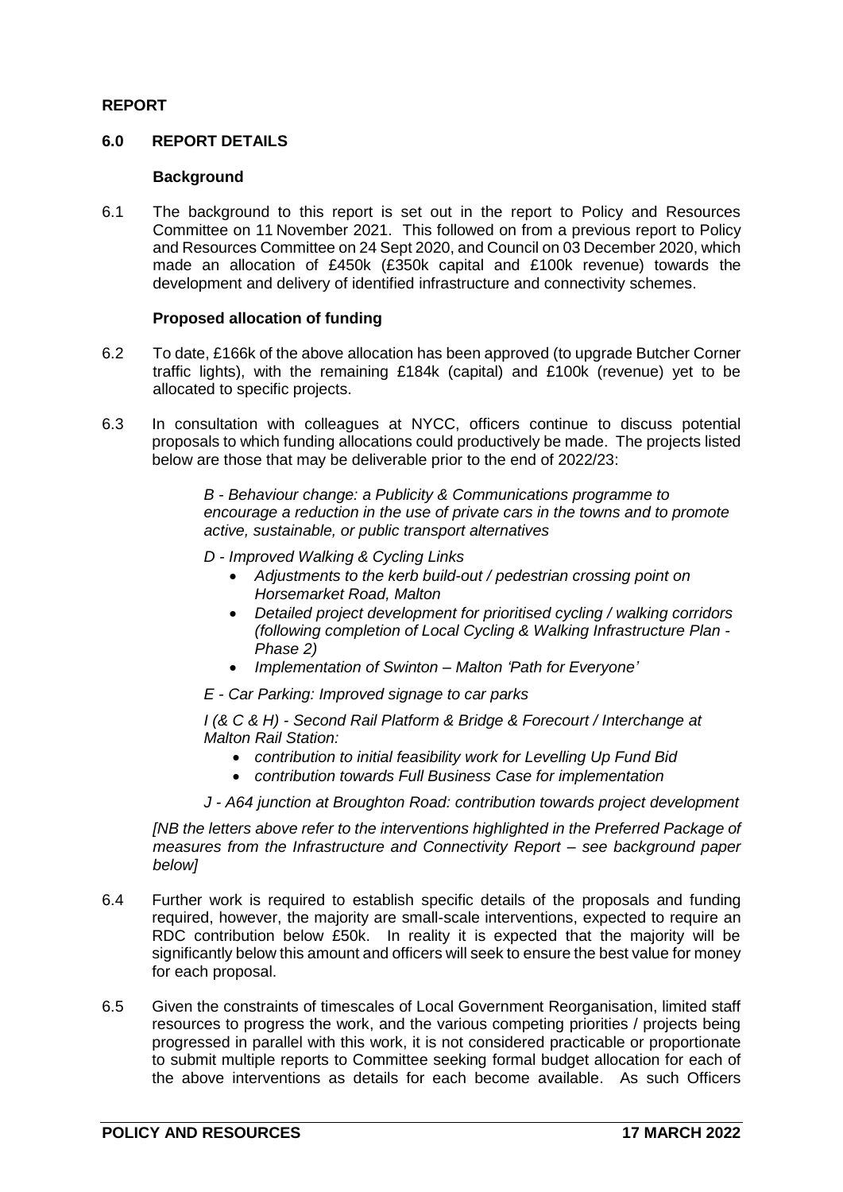**REPORT**

## 6.0 REPORT DETAILS

### Background

6.1 The background to this report is set out in the report to Policy and Resources Committee on 11 November 2021. This followed on from a previous report to Policy and Resources Committee on 24 Sept 2020, and Council on 03 December 2020, which made an allocation of £450k (£350k capital and £100k revenue) towards the development and delivery of identified infrastructure and connectivity schemes.

### Proposed allocation of funding

6.2 To date, £166k of the above allocation has been approved (to upgrade Butcher Corner traffic lights), with the remaining £184k (capital) and £100k (revenue) yet to be allocated to specific projects.

6.3 In consultation with colleagues at NYCC, officers continue to discuss potential proposals to which funding allocations could productively be made. The projects listed below are those that may be deliverable prior to the end of 2022/23:

> *B - Behaviour change: a Publicity & Communications programme to encourage a reduction in the use of private cars in the towns and to promote active, sustainable, or public transport alternatives*
>
> *D - Improved Walking & Cycling Links*
> - *Adjustments to the kerb build-out / pedestrian crossing point on Horsemarket Road, Malton*
> - *Detailed project development for prioritised cycling / walking corridors (following completion of Local Cycling & Walking Infrastructure Plan - Phase 2)*
> - *Implementation of Swinton – Malton 'Path for Everyone'*
>
> *E - Car Parking: Improved signage to car parks*
>
> *I (& C & H) - Second Rail Platform & Bridge & Forecourt / Interchange at Malton Rail Station:*
> - *contribution to initial feasibility work for Levelling Up Fund Bid*
> - *contribution towards Full Business Case for implementation*
>
> *J - A64 junction at Broughton Road: contribution towards project development*

*[NB the letters above refer to the interventions highlighted in the Preferred Package of measures from the Infrastructure and Connectivity Report – see background paper below]*

6.4 Further work is required to establish specific details of the proposals and funding required, however, the majority are small-scale interventions, expected to require an RDC contribution below £50k. In reality it is expected that the majority will be significantly below this amount and officers will seek to ensure the best value for money for each proposal.

6.5 Given the constraints of timescales of Local Government Reorganisation, limited staff resources to progress the work, and the various competing priorities / projects being progressed in parallel with this work, it is not considered practicable or proportionate to submit multiple reports to Committee seeking formal budget allocation for each of the above interventions as details for each become available. As such Officers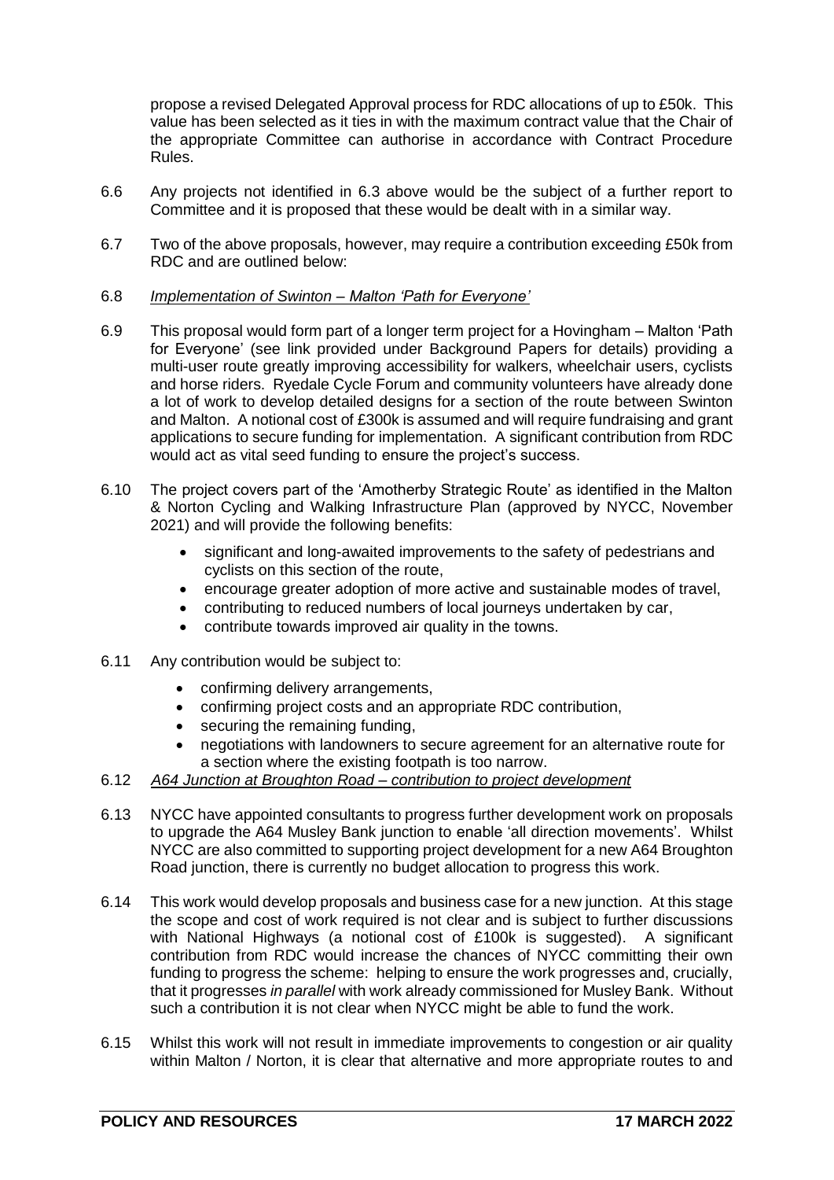propose a revised Delegated Approval process for RDC allocations of up to £50k. This value has been selected as it ties in with the maximum contract value that the Chair of the appropriate Committee can authorise in accordance with Contract Procedure Rules.

6.6 Any projects not identified in 6.3 above would be the subject of a further report to Committee and it is proposed that these would be dealt with in a similar way.

6.7 Two of the above proposals, however, may require a contribution exceeding £50k from RDC and are outlined below:

6.8 *Implementation of Swinton – Malton 'Path for Everyone'*

6.9 This proposal would form part of a longer term project for a Hovingham – Malton 'Path for Everyone' (see link provided under Background Papers for details) providing a multi-user route greatly improving accessibility for walkers, wheelchair users, cyclists and horse riders. Ryedale Cycle Forum and community volunteers have already done a lot of work to develop detailed designs for a section of the route between Swinton and Malton. A notional cost of £300k is assumed and will require fundraising and grant applications to secure funding for implementation. A significant contribution from RDC would act as vital seed funding to ensure the project's success.

6.10 The project covers part of the 'Amotherby Strategic Route' as identified in the Malton & Norton Cycling and Walking Infrastructure Plan (approved by NYCC, November 2021) and will provide the following benefits:

- significant and long-awaited improvements to the safety of pedestrians and cyclists on this section of the route,
- encourage greater adoption of more active and sustainable modes of travel,
- contributing to reduced numbers of local journeys undertaken by car,
- contribute towards improved air quality in the towns.

6.11 Any contribution would be subject to:

- confirming delivery arrangements,
- confirming project costs and an appropriate RDC contribution,
- securing the remaining funding,
- negotiations with landowners to secure agreement for an alternative route for a section where the existing footpath is too narrow.

6.12 *A64 Junction at Broughton Road – contribution to project development*

6.13 NYCC have appointed consultants to progress further development work on proposals to upgrade the A64 Musley Bank junction to enable 'all direction movements'. Whilst NYCC are also committed to supporting project development for a new A64 Broughton Road junction, there is currently no budget allocation to progress this work.

6.14 This work would develop proposals and business case for a new junction. At this stage the scope and cost of work required is not clear and is subject to further discussions with National Highways (a notional cost of £100k is suggested). A significant contribution from RDC would increase the chances of NYCC committing their own funding to progress the scheme: helping to ensure the work progresses and, crucially, that it progresses *in parallel* with work already commissioned for Musley Bank. Without such a contribution it is not clear when NYCC might be able to fund the work.

6.15 Whilst this work will not result in immediate improvements to congestion or air quality within Malton / Norton, it is clear that alternative and more appropriate routes to and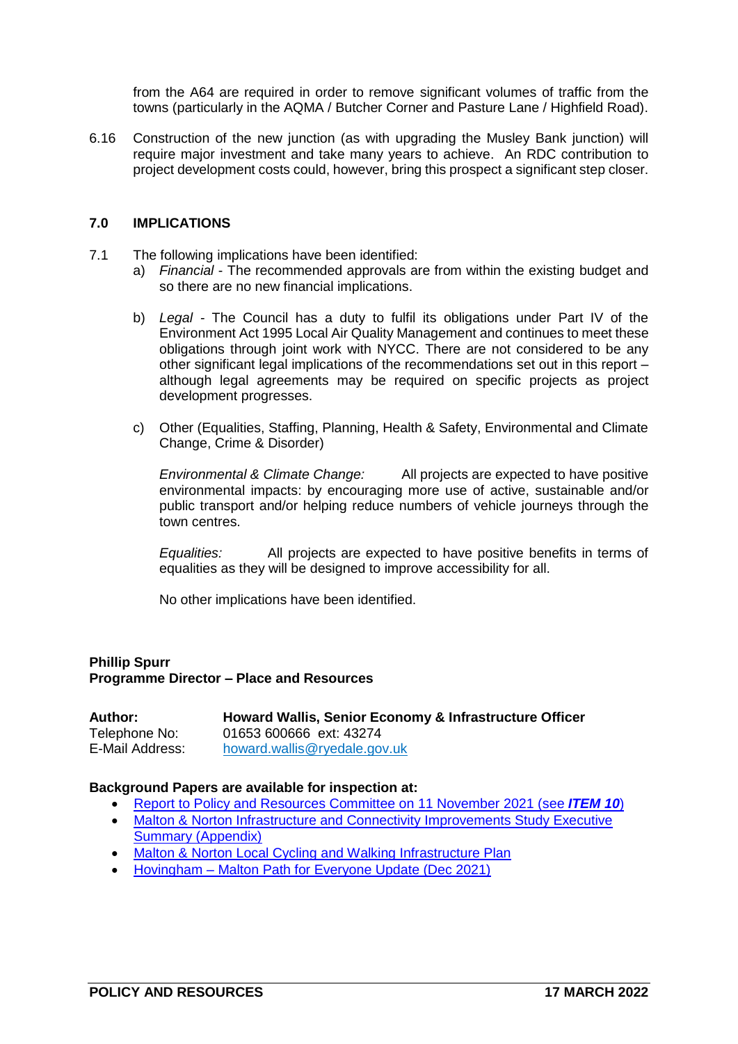from the A64 are required in order to remove significant volumes of traffic from the towns (particularly in the AQMA / Butcher Corner and Pasture Lane / Highfield Road).

6.16 Construction of the new junction (as with upgrading the Musley Bank junction) will require major investment and take many years to achieve. An RDC contribution to project development costs could, however, bring this prospect a significant step closer.

## 7.0 IMPLICATIONS

7.1 The following implications have been identified:

a) *Financial* - The recommended approvals are from within the existing budget and so there are no new financial implications.

b) *Legal* - The Council has a duty to fulfil its obligations under Part IV of the Environment Act 1995 Local Air Quality Management and continues to meet these obligations through joint work with NYCC. There are not considered to be any other significant legal implications of the recommendations set out in this report – although legal agreements may be required on specific projects as project development progresses.

c) Other (Equalities, Staffing, Planning, Health & Safety, Environmental and Climate Change, Crime & Disorder)

*Environmental & Climate Change:* All projects are expected to have positive environmental impacts: by encouraging more use of active, sustainable and/or public transport and/or helping reduce numbers of vehicle journeys through the town centres.

*Equalities:* All projects are expected to have positive benefits in terms of equalities as they will be designed to improve accessibility for all.

No other implications have been identified.

**Phillip Spurr**
**Programme Director – Place and Resources**

| | |
|---|---|
| **Author:** | **Howard Wallis, Senior Economy & Infrastructure Officer** |
| Telephone No: | 01653 600666 ext: 43274 |
| E-Mail Address: | howard.wallis@ryedale.gov.uk |

**Background Papers are available for inspection at:**

- Report to Policy and Resources Committee on 11 November 2021 (see ***ITEM 10***)
- Malton & Norton Infrastructure and Connectivity Improvements Study Executive Summary (Appendix)
- Malton & Norton Local Cycling and Walking Infrastructure Plan
- Hovingham – Malton Path for Everyone Update (Dec 2021)